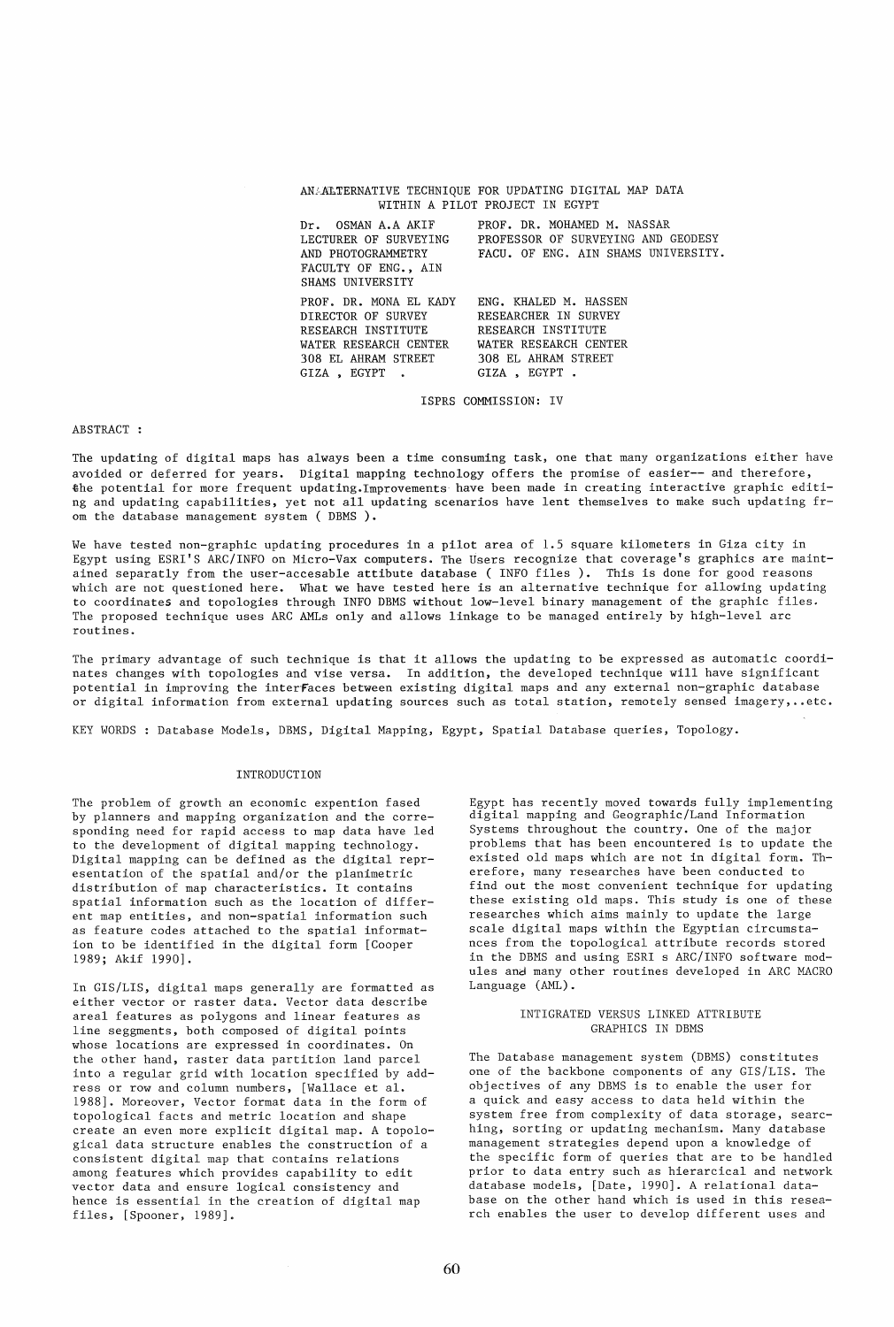# AN ALTERNATIVE TECHNIQUE FOR UPDATING DIGITAL MAP DATA WITHIN A PILOT PROJECT IN EGYPT

Dr. OSMAN A.A AKIF
LECTURER OF SURVEYING AND PHOTOGRAMMETRY
FACULTY OF ENG., AIN SHAMS UNIVERSITY

PROF. DR. MOHAMED M. NASSAR
PROFESSOR OF SURVEYING AND GEODESY
FACU. OF ENG. AIN SHAMS UNIVERSITY.

PROF. DR. MONA EL KADY
DIRECTOR OF SURVEY RESEARCH INSTITUTE
WATER RESEARCH CENTER
308 EL AHRAM STREET
GIZA , EGYPT .

ENG. KHALED M. HASSEN
RESEARCHER IN SURVEY RESEARCH INSTITUTE
WATER RESEARCH CENTER
308 EL AHRAM STREET
GIZA , EGYPT .

ISPRS COMMISSION: IV

ABSTRACT :

The updating of digital maps has always been a time consuming task, one that many organizations either have avoided or deferred for years. Digital mapping technology offers the promise of easier-- and therefore, the potential for more frequent updating.Improvements have been made in creating interactive graphic editing and updating capabilities, yet not all updating scenarios have lent themselves to make such updating from the database management system ( DBMS ).

We have tested non-graphic updating procedures in a pilot area of 1.5 square kilometers in Giza city in Egypt using ESRI'S ARC/INFO on Micro-Vax computers. The Users recognize that coverage's graphics are maintained separatly from the user-accesable attibute database ( INFO files ). This is done for good reasons which are not questioned here. What we have tested here is an alternative technique for allowing updating to coordinates and topologies through INFO DBMS without low-level binary management of the graphic files. The proposed technique uses ARC AMLs only and allows linkage to be managed entirely by high-level arc routines.

The primary advantage of such technique is that it allows the updating to be expressed as automatic coordinates changes with topologies and vise versa. In addition, the developed technique will have significant potential in improving the interfaces between existing digital maps and any external non-graphic database or digital information from external updating sources such as total station, remotely sensed imagery,..etc.

KEY WORDS : Database Models, DBMS, Digital Mapping, Egypt, Spatial Database queries, Topology.

## INTRODUCTION

The problem of growth an economic expention fased by planners and mapping organization and the corresponding need for rapid access to map data have led to the development of digital mapping technology. Digital mapping can be defined as the digital representation of the spatial and/or the planimetric distribution of map characteristics. It contains spatial information such as the location of different map entities, and non-spatial information such as feature codes attached to the spatial information to be identified in the digital form [Cooper 1989; Akif 1990].

In GIS/LIS, digital maps generally are formatted as either vector or raster data. Vector data describe areal features as polygons and linear features as line seggments, both composed of digital points whose locations are expressed in coordinates. On the other hand, raster data partition land parcel into a regular grid with location specified by address or row and column numbers, [Wallace et al. 1988]. Moreover, Vector format data in the form of topological facts and metric location and shape create an even more explicit digital map. A topological data structure enables the construction of a consistent digital map that contains relations among features which provides capability to edit vector data and ensure logical consistency and hence is essential in the creation of digital map files, [Spooner, 1989].

Egypt has recently moved towards fully implementing digital mapping and Geographic/Land Information Systems throughout the country. One of the major problems that has been encountered is to update the existed old maps which are not in digital form. Therefore, many researches have been conducted to find out the most convenient technique for updating these existing old maps. This study is one of these researches which aims mainly to update the large scale digital maps within the Egyptian circumstances from the topological attribute records stored in the DBMS and using ESRI s ARC/INFO software modules and many other routines developed in ARC MACRO Language (AML).

## INTIGRATED VERSUS LINKED ATTRIBUTE GRAPHICS IN DBMS

The Database management system (DBMS) constitutes one of the backbone components of any GIS/LIS. The objectives of any DBMS is to enable the user for a quick and easy access to data held within the system free from complexity of data storage, searching, sorting or updating mechanism. Many database management strategies depend upon a knowledge of the specific form of queries that are to be handled prior to data entry such as hierarcical and network database models, [Date, 1990]. A relational database on the other hand which is used in this research enables the user to develop different uses and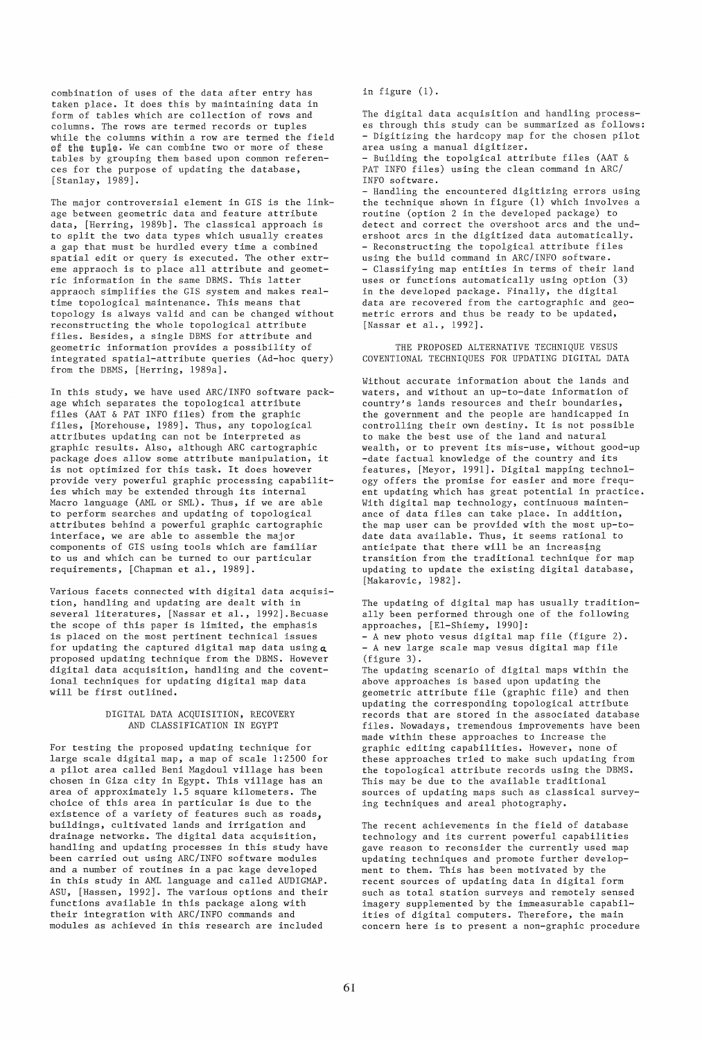combination of uses of the data after entry has taken place. It does this by maintaining data in form of tables which are collection of rows and columns. The rows are termed records or tuples while the columns within a row are termed the field of the tuple. We can combine two or more of these tables by grouping them based upon common references for the purpose of updating the database, [Stanlay, 1989].

The major controversial element in GIS is the linkage between geometric data and feature attribute data, [Herring, 1989b]. The classical approach is to split the two data types which usually creates a gap that must be hurdled every time a combined spatial edit or query is executed. The other extreme appraoch is to place all attribute and geometric information in the same DBMS. This latter appraoch simplifies the GIS system and makes realtime topological maintenance. This means that topology is always valid and can be changed without reconstructing the whole topological attribute files. Besides, a single DBMS for attribute and geometric information provides a possibility of integrated spatial-attribute queries (Ad-hoc query) from the DBMS, [Herring, 1989a].

In this study, we have used ARC/INFO software package which separates the topological attribute files (AAT & PAT INFO files) from the graphic files, [Morehouse, 1989]. Thus, any topological attributes updating can not be interpreted as graphic results. Also, although ARC cartographic package does allow some attribute manipulation, it is not optimized for this task. It does however provide very powerful graphic processing capabilities which may be extended through its internal Macro language (AML or SML). Thus, if we are able to perform searches and updating of topological attributes behind a powerful graphic cartographic interface, we are able to assemble the major components of GIS using tools which are familiar to us and which can be turned to our particular requirements, [Chapman et al., 1989].

Various facets connected with digital data acquisition, handling and updating are dealt with in several literatures, [Nassar et al., 1992].Becuase the scope of this paper is limited, the emphasis is placed on the most pertinent technical issues for updating the captured digital map data using a proposed updating technique from the DBMS. However digital data acquisition, handling and the coventional techniques for updating digital map data will be first outlined.

## DIGITAL DATA ACQUISITION, RECOVERY AND CLASSIFICATION IN EGYPT

For testing the proposed updating technique for large scale digital map, a map of scale 1:2500 for a pilot area called Beni Magdoul village has been chosen in Giza city in Egypt. This village has an area of approximately 1.5 square kilometers. The choice of this area in particular is due to the existence of a variety of features such as roads, buildings, cultivated lands and irrigation and drainage networks. The digital data acquisition, handling and updating processes in this study have been carried out using ARC/INFO software modules and a number of routines in a pac kage developed in this study in AML language and called AUDIGMAP. ASU, [Hassen, 1992]. The various options and their functions available in this package along with their integration with ARC/INFO commands and modules as achieved in this research are included in figure (1).

The digital data acquisition and handling processes through this study can be summarized as follows:

- Digitizing the hardcopy map for the chosen pilot area using a manual digitizer.
- Building the topolgical attribute files (AAT & PAT INFO files) using the clean command in ARC/INFO software.
- Handling the encountered digitizing errors using the technique shown in figure (1) which involves a routine (option 2 in the developed package) to detect and correct the overshoot arcs and the undershoot arcs in the digitized data automatically.
- Reconstructing the topolgical attribute files using the build command in ARC/INFO software.
- Classifying map entities in terms of their land uses or functions automatically using option (3) in the developed package. Finally, the digital data are recovered from the cartographic and geometric errors and thus be ready to be updated, [Nassar et al., 1992].

## THE PROPOSED ALTERNATIVE TECHNIQUE VESUS COVENTIONAL TECHNIQUES FOR UPDATING DIGITAL DATA

Without accurate information about the lands and waters, and without an up-to-date information of country's lands resources and their boundaries, the government and the people are handicapped in controlling their own destiny. It is not possible to make the best use of the land and natural wealth, or to prevent its mis-use, without good-up -date factual knowledge of the country and its features, [Meyor, 1991]. Digital mapping technology offers the promise for easier and more frequent updating which has great potential in practice. With digital map technology, continuous maintenance of data files can take place. In addition, the map user can be provided with the most up-to-date data available. Thus, it seems rational to anticipate that there will be an increasing transition from the traditional technique for map updating to update the existing digital database, [Makarovic, 1982].

The updating of digital map has usually traditionally been performed through one of the following approaches, [El-Shiemy, 1990]:

- A new photo vesus digital map file (figure 2).
- A new large scale map vesus digital map file (figure 3).

The updating scenario of digital maps within the above approaches is based upon updating the geometric attribute file (graphic file) and then updating the corresponding topological attribute records that are stored in the associated database files. Nowadays, tremendous improvements have been made within these approaches to increase the graphic editing capabilities. However, none of these approaches tried to make such updating from the topological attribute records using the DBMS. This may be due to the available traditional sources of updating maps such as classical surveying techniques and areal photography.

The recent achievements in the field of database technology and its current powerful capabilities gave reason to reconsider the currently used map updating techniques and promote further development to them. This has been motivated by the recent sources of updating data in digital form such as total station surveys and remotely sensed imagery supplemented by the immeasurable capabilities of digital computers. Therefore, the main concern here is to present a non-graphic procedure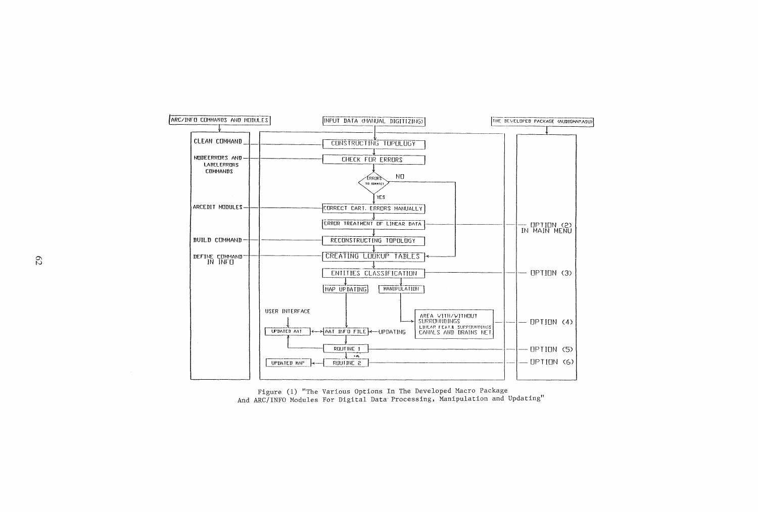ARC/INFO COMMANDS AND MODULES

- CLEAN COMMAND
- NODEERRORS AND LABELERRORS COMMANDS
- ARCEDIT MODULES
- BUILD COMMAND
- DEFINE COMMAND IN INFO

INPUT DATA (MANUAL DIGITIZING)

- CONSTRUCTING TOPOLOGY
- CHECK FOR ERRORS
- ERRORS TO CORRECT (NO / YES)
- CORRECT CART. ERRORS MANUALLY
- ERROR TREATMENT OF LINEAR DATA
- RECONSTRUCTING TOPOLOGY
- CREATING LOOKUP TABLES
- ENTITIES CLASSIFICATION
- MAP UPDATING
- MANIPULATION
- AREA WITH/WITHOUT SURROUNDINGS / LINEAR FEAT.& SURROUNDINGS / CANALS AND DRAINS NET.
- USER INTERFACE
- UPDATED AAT
- AAT INFO FILE
- UPDATING
- ROUTINE 1
- ROUTINE 2
- UPDATED MAP

THE DEVELOPED PACKAGE (AUDIGMAP.ASU)

- OPTION (2) IN MAIN MENU
- OPTION (3)
- OPTION (4)
- OPTION (5)
- OPTION (6)

Figure (1) "The Various Options In The Developed Macro Package And ARC/INFO Modules For Digital Data Processing, Manipulation and Updating"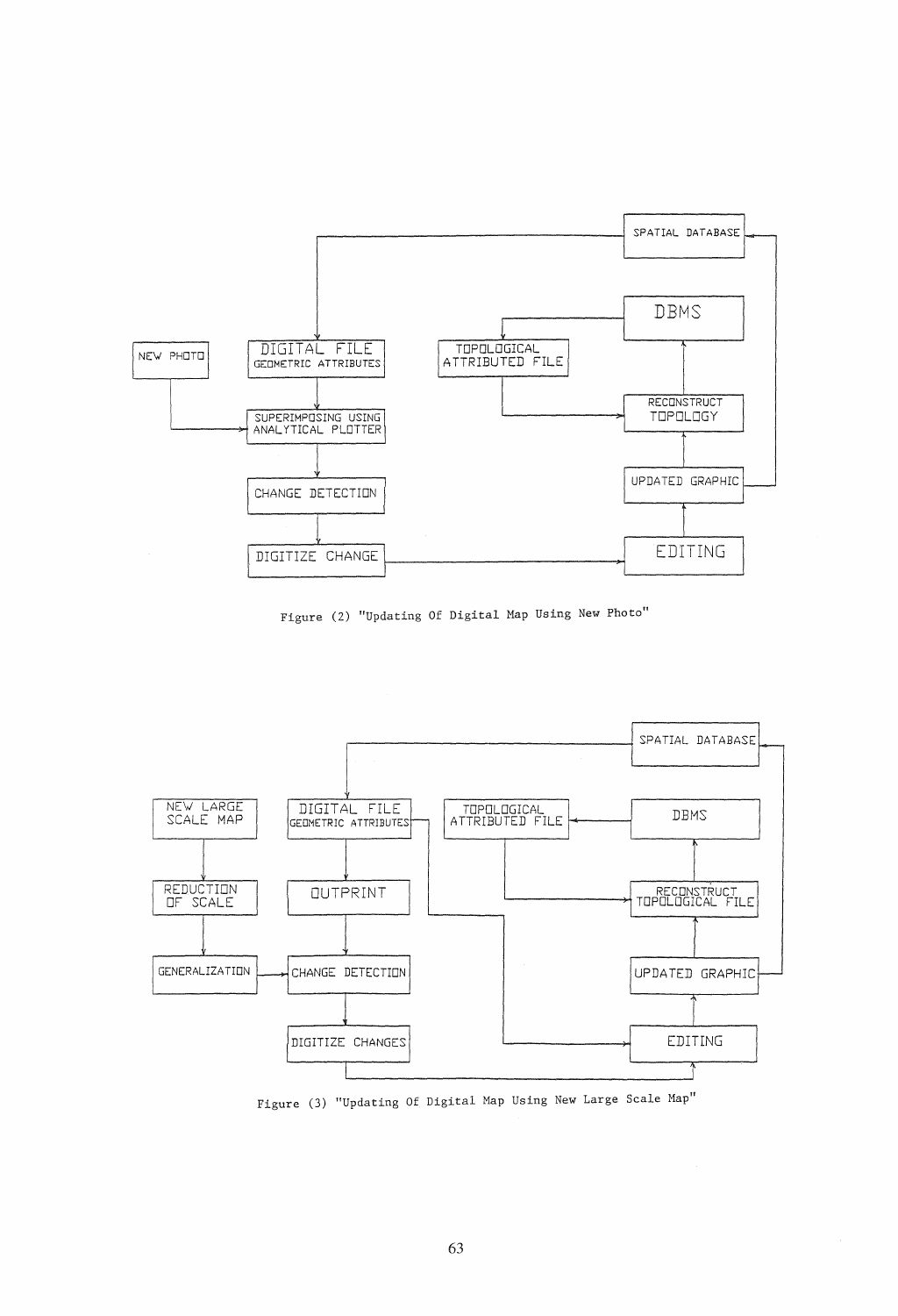Figure (2) "Updating Of Digital Map Using New Photo"

Figure (3) "Updating Of Digital Map Using New Large Scale Map"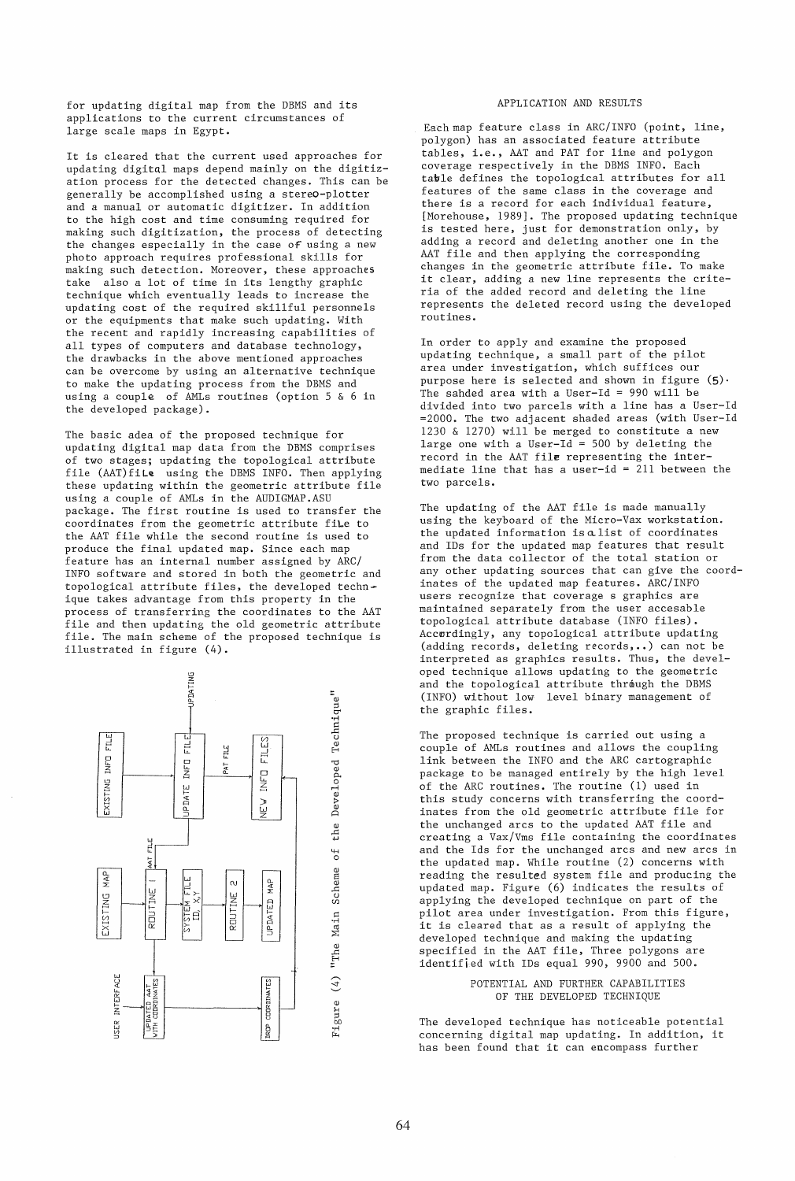for updating digital map from the DBMS and its applications to the current circumstances of large scale maps in Egypt.

It is cleared that the current used approaches for updating digital maps depend mainly on the digitization process for the detected changes. This can be generally be accomplished using a stereo-plotter and a manual or automatic digitizer. In addition to the high cost and time consuming required for making such digitization, the process of detecting the changes especially in the case of using a new photo approach requires professional skills for making such detection. Moreover, these approaches take also a lot of time in its lengthy graphic technique which eventually leads to increase the updating cost of the required skillful personnels or the equipments that make such updating. With the recent and rapidly increasing capabilities of all types of computers and database technology, the drawbacks in the above mentioned approaches can be overcome by using an alternative technique to make the updating process from the DBMS and using a couple of AMLs routines (option 5 & 6 in the developed package).

The basic adea of the proposed technique for updating digital map data from the DBMS comprises of two stages; updating the topological attribute file (AAT)file using the DBMS INFO. Then applying these updating within the geometric attribute file using a couple of AMLs in the AUDIGMAP.ASU package. The first routine is used to transfer the coordinates from the geometric attribute file to the AAT file while the second routine is used to produce the final updated map. Since each map feature has an internal number assigned by ARC/INFO software and stored in both the geometric and topological attribute files, the developed technique takes advantage from this property in the process of transferring the coordinates to the AAT file and then updating the old geometric attribute file. The main scheme of the proposed technique is illustrated in figure (4).

Figure (4) "The Main Scheme of the Developed Technique"

## APPLICATION AND RESULTS

Each map feature class in ARC/INFO (point, line, polygon) has an associated feature attribute tables, i.e., AAT and PAT for line and polygon coverage respectively in the DBMS INFO. Each table defines the topological attributes for all features of the same class in the coverage and there is a record for each individual feature, [Morehouse, 1989]. The proposed updating technique is tested here, just for demonstration only, by adding a record and deleting another one in the AAT file and then applying the corresponding changes in the geometric attribute file. To make it clear, adding a new line represents the criteria of the added record and deleting the line represents the deleted record using the developed routines.

In order to apply and examine the proposed updating technique, a small part of the pilot area under investigation, which suffices our purpose here is selected and shown in figure (5). The sahded area with a User-Id = 990 will be divided into two parcels with a line has a User-Id =2000. The two adjacent shaded areas (with User-Id 1230 & 1270) will be merged to constitute a new large one with a User-Id = 500 by deleting the record in the AAT file representing the intermediate line that has a user-id = 211 between the two parcels.

The updating of the AAT file is made manually using the keyboard of the Micro-Vax workstation. the updated information is a list of coordinates and IDs for the updated map features that result from the data collector of the total station or any other updating sources that can give the coordinates of the updated map features. ARC/INFO users recognize that coverage s graphics are maintained separately from the user accesable topological attribute database (INFO files). Accordingly, any topological attribute updating (adding records, deleting records,..) can not be interpreted as graphics results. Thus, the developed technique allows updating to the geometric and the topological attribute through the DBMS (INFO) without low level binary management of the graphic files.

The proposed technique is carried out using a couple of AMLs routines and allows the coupling link between the INFO and the ARC cartographic package to be managed entirely by the high level of the ARC routines. The routine (1) used in this study concerns with transferring the coordinates from the old geometric attribute file for the unchanged arcs to the updated AAT file and creating a Vax/Vms file containing the coordinates and the Ids for the unchanged arcs and new arcs in the updated map. While routine (2) concerns with reading the resulted system file and producing the updated map. Figure (6) indicates the results of applying the developed technique on part of the pilot area under investigation. From this figure, it is cleared that as a result of applying the developed technique and making the updating specified in the AAT file, Three polygons are identified with IDs equal 990, 9900 and 500.

## POTENTIAL AND FURTHER CAPABILITIES OF THE DEVELOPED TECHNIQUE

The developed technique has noticeable potential concerning digital map updating. In addition, it has been found that it can encompass further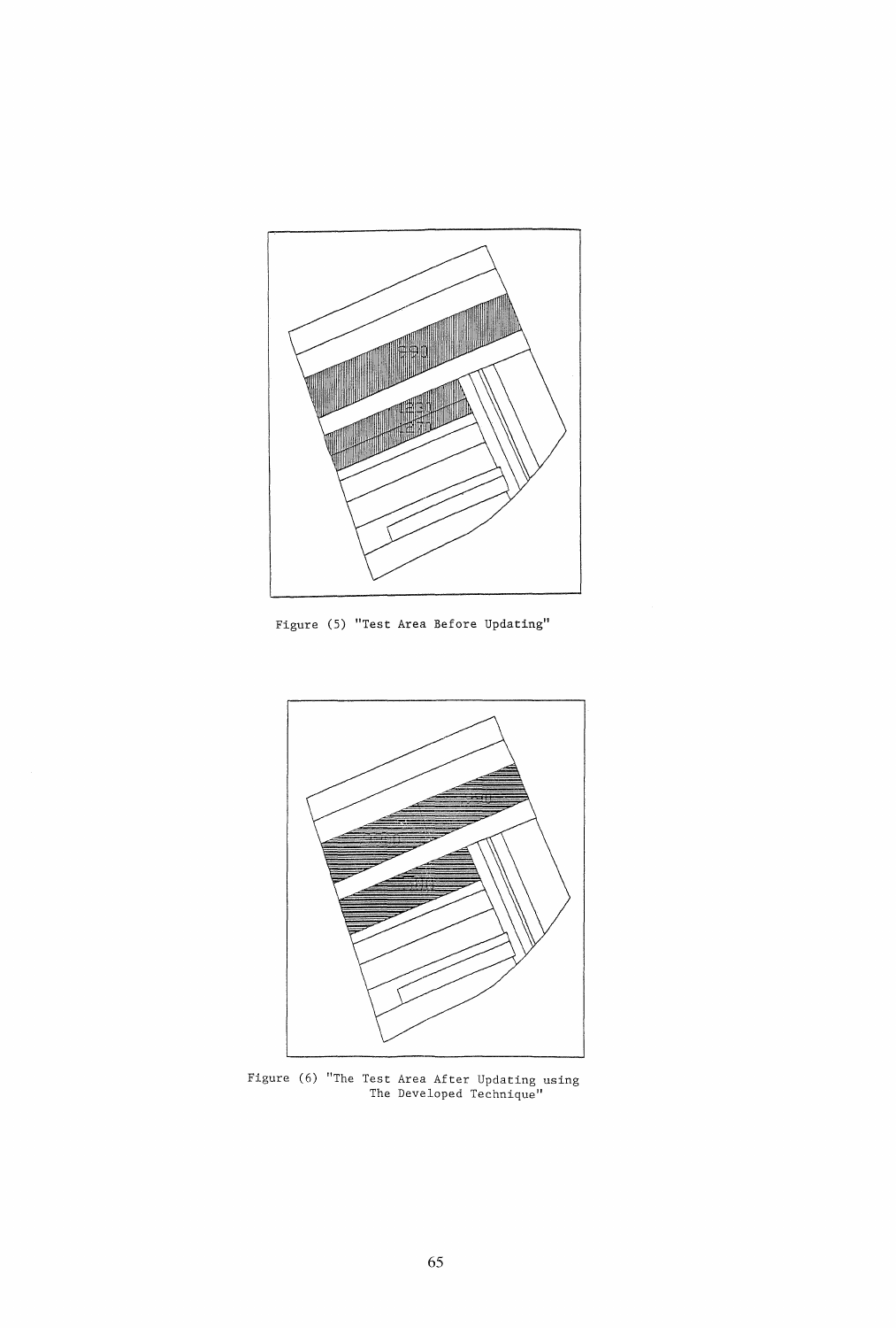Figure (5) "Test Area Before Updating"

Figure (6) "The Test Area After Updating using The Developed Technique"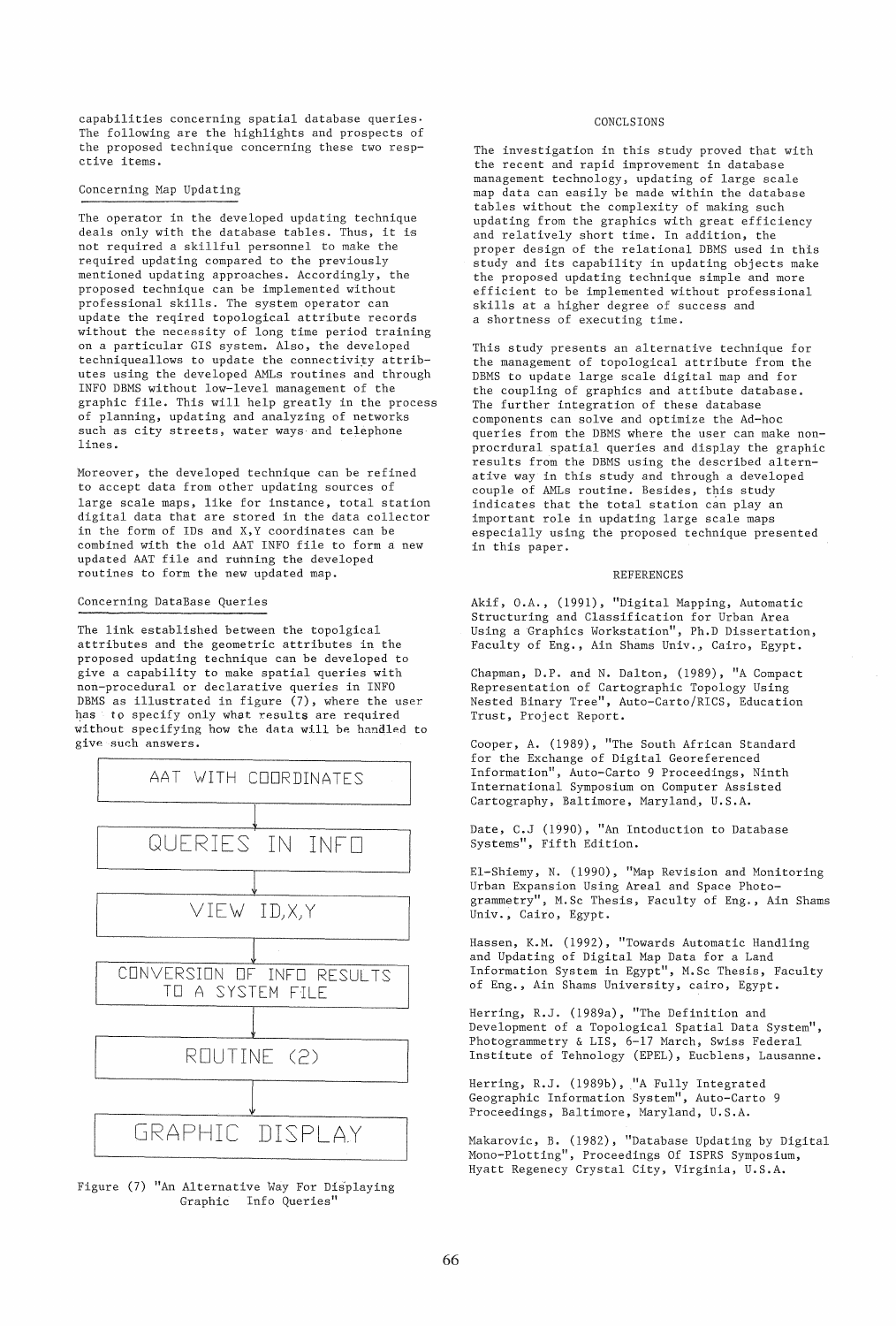capabilities concerning spatial database queries. The following are the highlights and prospects of the proposed technique concerning these two resp- ctive items.

### Concerning Map Updating

The operator in the developed updating technique deals only with the database tables. Thus, it is not required a skillful personnel to make the required updating compared to the previously mentioned updating approaches. Accordingly, the proposed technique can be implemented without professional skills. The system operator can update the reqired topological attribute records without the necessity of long time period training on a particular GIS system. Also, the developed techniqueallows to update the connectivity attrib- utes using the developed AMLs routines and through INFO DBMS without low-level management of the graphic file. This will help greatly in the process of planning, updating and analyzing of networks such as city streets, water ways and telephone lines.

Moreover, the developed technique can be refined to accept data from other updating sources of large scale maps, like for instance, total station digital data that are stored in the data collector in the form of IDs and X,Y coordinates can be combined with the old AAT INFO file to form a new updated AAT file and running the developed routines to form the new updated map.

### Concerning DataBase Queries

The link established between the topolgical attributes and the geometric attributes in the proposed updating technique can be developed to give a capability to make spatial queries with non-procedural or declarative queries in INFO DBMS as illustrated in figure (7), where the user has to specify only what results are required without specifying how the data will be handled to give such answers.

AAT WITH COORDINATES
↓
QUERIES IN INFO
↓
VIEW ID,X,Y
↓
CONVERSION OF INFO RESULTS TO A SYSTEM FILE
↓
ROUTINE (2)
↓
GRAPHIC DISPLAY

Figure (7) "An Alternative Way For Displaying Graphic Info Queries"

## CONCLSIONS

The investigation in this study proved that with the recent and rapid improvement in database management technology, updating of large scale map data can easily be made within the database tables without the complexity of making such updating from the graphics with great efficiency and relatively short time. In addition, the proper design of the relational DBMS used in this study and its capability in updating objects make the proposed updating technique simple and more efficient to be implemented without professional skills at a higher degree of success and a shortness of executing time.

This study presents an alternative technique for the management of topological attribute from the DBMS to update large scale digital map and for the coupling of graphics and attibute database. The further integration of these database components can solve and optimize the Ad-hoc queries from the DBMS where the user can make non- procrdural spatial queries and display the graphic results from the DBMS using the described altern- ative way in this study and through a developed couple of AMLs routine. Besides, this study indicates that the total station can play an important role in updating large scale maps especially using the proposed technique presented in this paper.

## REFERENCES

Akif, O.A., (1991), "Digital Mapping, Automatic Structuring and Classification for Urban Area Using a Graphics Workstation", Ph.D Dissertation, Faculty of Eng., Ain Shams Univ., Cairo, Egypt.

Chapman, D.P. and N. Dalton, (1989), "A Compact Representation of Cartographic Topology Using Nested Binary Tree", Auto-Carto/RICS, Education Trust, Project Report.

Cooper, A. (1989), "The South African Standard for the Exchange of Digital Georeferenced Information", Auto-Carto 9 Proceedings, Ninth International Symposium on Computer Assisted Cartography, Baltimore, Maryland, U.S.A.

Date, C.J (1990), "An Intoduction to Database Systems", Fifth Edition.

El-Shiemy, N. (1990), "Map Revision and Monitoring Urban Expansion Using Areal and Space Photo- grammetry", M.Sc Thesis, Faculty of Eng., Ain Shams Univ., Cairo, Egypt.

Hassen, K.M. (1992), "Towards Automatic Handling and Updating of Digital Map Data for a Land Information System in Egypt", M.Sc Thesis, Faculty of Eng., Ain Shams University, cairo, Egypt.

Herring, R.J. (1989a), "The Definition and Development of a Topological Spatial Data System", Photogrammetry & LIS, 6-17 March, Swiss Federal Institute of Tehnology (EPEL), Eucblens, Lausanne.

Herring, R.J. (1989b), "A Fully Integrated Geographic Information System", Auto-Carto 9 Proceedings, Baltimore, Maryland, U.S.A.

Makarovic, B. (1982), "Database Updating by Digital Mono-Plotting", Proceedings Of ISPRS Symposium, Hyatt Regenecy Crystal City, Virginia, U.S.A.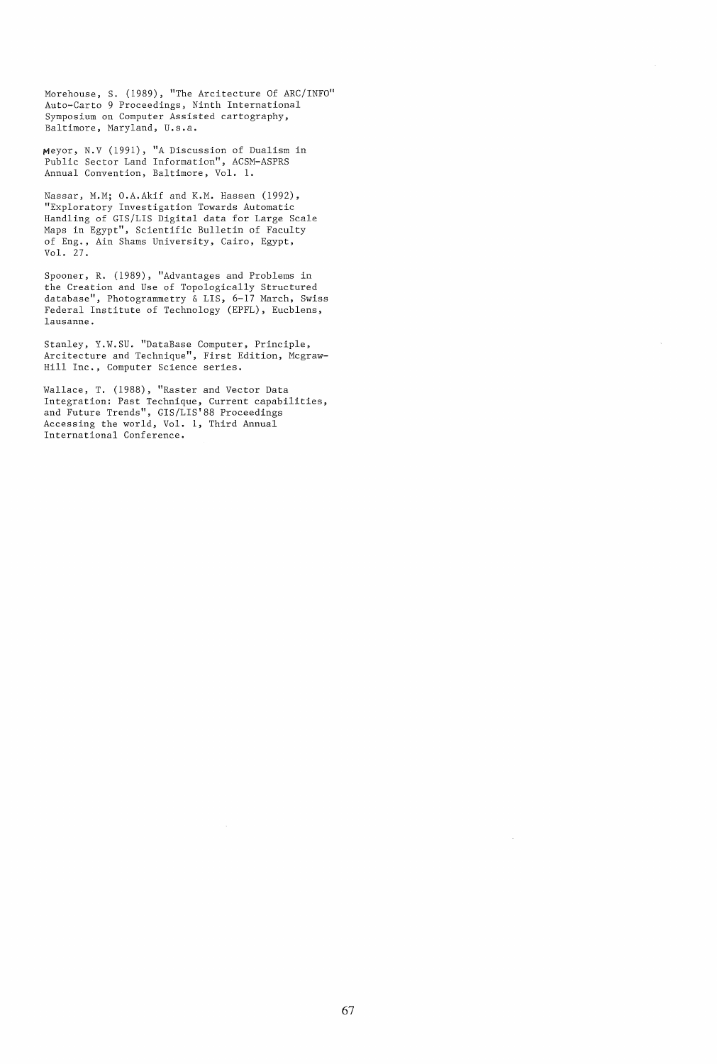Morehouse, S. (1989), "The Arcitecture Of ARC/INFO" Auto-Carto 9 Proceedings, Ninth International Symposium on Computer Assisted cartography, Baltimore, Maryland, U.s.a.

Meyor, N.V (1991), "A Discussion of Dualism in Public Sector Land Information", ACSM-ASPRS Annual Convention, Baltimore, Vol. 1.

Nassar, M.M; O.A.Akif and K.M. Hassen (1992), "Exploratory Investigation Towards Automatic Handling of GIS/LIS Digital data for Large Scale Maps in Egypt", Scientific Bulletin of Faculty of Eng., Ain Shams University, Cairo, Egypt, Vol. 27.

Spooner, R. (1989), "Advantages and Problems in the Creation and Use of Topologically Structured database", Photogrammetry & LIS, 6-17 March, Swiss Federal Institute of Technology (EPFL), Eucblens, lausanne.

Stanley, Y.W.SU. "DataBase Computer, Principle, Arcitecture and Technique", First Edition, Mcgraw-Hill Inc., Computer Science series.

Wallace, T. (1988), "Raster and Vector Data Integration: Past Technique, Current capabilities, and Future Trends", GIS/LIS'88 Proceedings Accessing the world, Vol. 1, Third Annual International Conference.